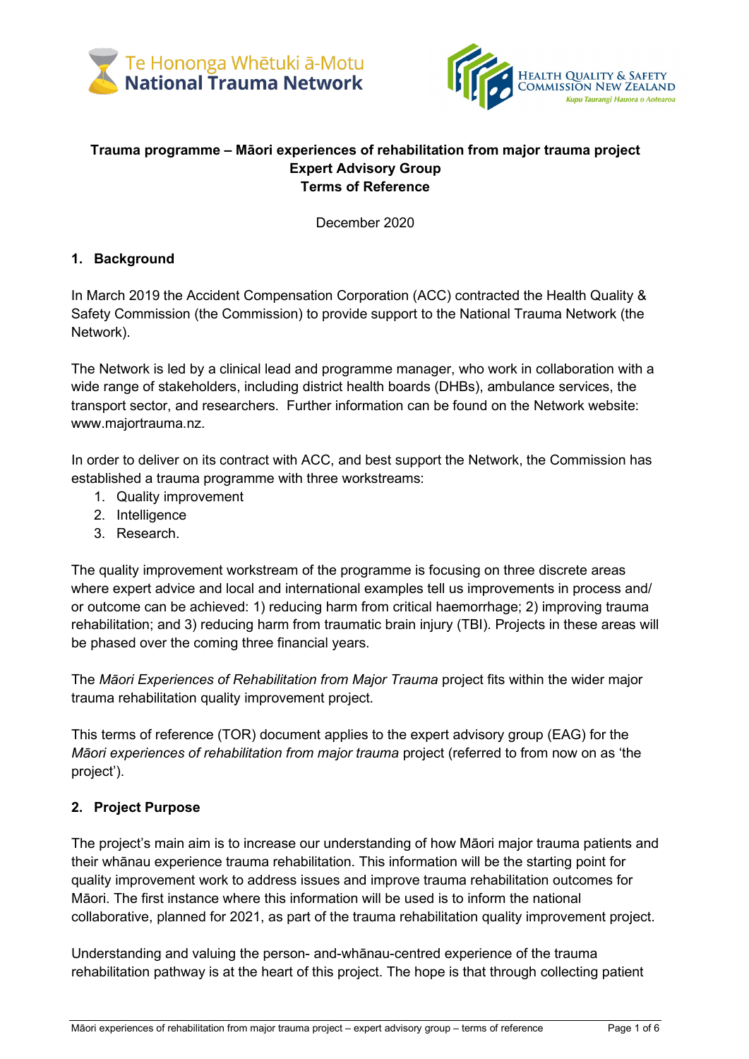Te Hononga Whētuki ā-Motu
National Trauma Network

Health Quality & Safety Commission New Zealand
Kupu Taurangi Hauora o Aotearoa

**Trauma programme – Māori experiences of rehabilitation from major trauma project**
**Expert Advisory Group**
**Terms of Reference**

December 2020

## 1. Background

In March 2019 the Accident Compensation Corporation (ACC) contracted the Health Quality & Safety Commission (the Commission) to provide support to the National Trauma Network (the Network).

The Network is led by a clinical lead and programme manager, who work in collaboration with a wide range of stakeholders, including district health boards (DHBs), ambulance services, the transport sector, and researchers. Further information can be found on the Network website: www.majortrauma.nz.

In order to deliver on its contract with ACC, and best support the Network, the Commission has established a trauma programme with three workstreams:

1. Quality improvement
2. Intelligence
3. Research.

The quality improvement workstream of the programme is focusing on three discrete areas where expert advice and local and international examples tell us improvements in process and/ or outcome can be achieved: 1) reducing harm from critical haemorrhage; 2) improving trauma rehabilitation; and 3) reducing harm from traumatic brain injury (TBI). Projects in these areas will be phased over the coming three financial years.

The *Māori Experiences of Rehabilitation from Major Trauma* project fits within the wider major trauma rehabilitation quality improvement project.

This terms of reference (TOR) document applies to the expert advisory group (EAG) for the *Māori experiences of rehabilitation from major trauma* project (referred to from now on as 'the project').

## 2. Project Purpose

The project's main aim is to increase our understanding of how Māori major trauma patients and their whānau experience trauma rehabilitation. This information will be the starting point for quality improvement work to address issues and improve trauma rehabilitation outcomes for Māori. The first instance where this information will be used is to inform the national collaborative, planned for 2021, as part of the trauma rehabilitation quality improvement project.

Understanding and valuing the person- and-whānau-centred experience of the trauma rehabilitation pathway is at the heart of this project. The hope is that through collecting patient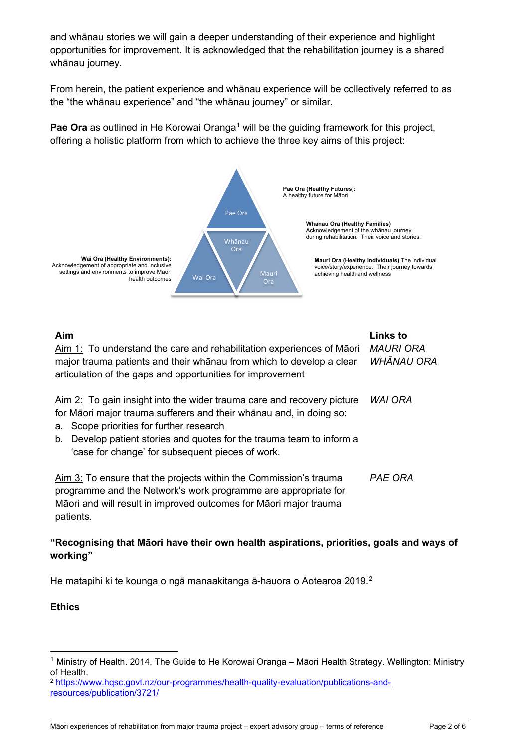and whānau stories we will gain a deeper understanding of their experience and highlight opportunities for improvement. It is acknowledged that the rehabilitation journey is a shared whānau journey.

From herein, the patient experience and whānau experience will be collectively referred to as the "the whānau experience" and "the whānau journey" or similar.

**Pae Ora** as outlined in He Korowai Oranga[1] will be the guiding framework for this project, offering a holistic platform from which to achieve the three key aims of this project:

**Pae Ora (Healthy Futures):** A healthy future for Māori

**Whānau Ora (Healthy Families)** Acknowledgement of the whānau journey during rehabilitation. Their voice and stories.

**Mauri Ora (Healthy Individuals)** The individual voice/story/experience. Their journey towards achieving health and wellness

**Wai Ora (Healthy Environments):** Acknowledgement of appropriate and inclusive settings and environments to improve Māori health outcomes

| Aim | Links to |
|---|---|
| Aim 1: To understand the care and rehabilitation experiences of Māori major trauma patients and their whānau from which to develop a clear articulation of the gaps and opportunities for improvement | *MAURI ORA* *WHĀNAU ORA* |
| Aim 2: To gain insight into the wider trauma care and recovery picture for Māori major trauma sufferers and their whānau and, in doing so: a. Scope priorities for further research b. Develop patient stories and quotes for the trauma team to inform a 'case for change' for subsequent pieces of work. | *WAI ORA* |
| Aim 3: To ensure that the projects within the Commission's trauma programme and the Network's work programme are appropriate for Māori and will result in improved outcomes for Māori major trauma patients. | *PAE ORA* |

**"Recognising that Māori have their own health aspirations, priorities, goals and ways of working"**

He matapihi ki te kounga o ngā manaakitanga ā-hauora o Aotearoa 2019.[2]

**Ethics**

[1] Ministry of Health. 2014. The Guide to He Korowai Oranga – Māori Health Strategy. Wellington: Ministry of Health.

[2] https://www.hqsc.govt.nz/our-programmes/health-quality-evaluation/publications-and-resources/publication/3721/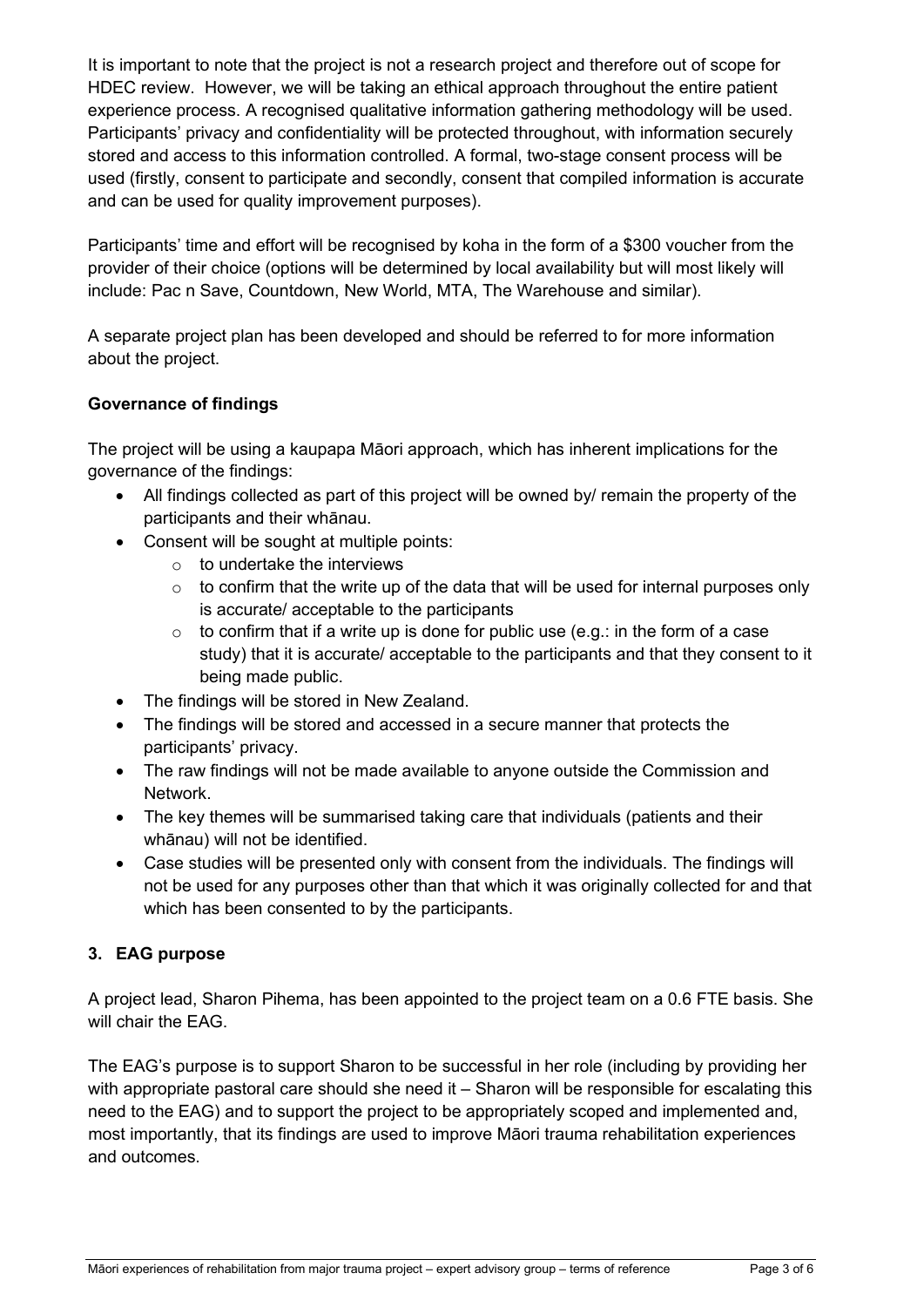It is important to note that the project is not a research project and therefore out of scope for HDEC review. However, we will be taking an ethical approach throughout the entire patient experience process. A recognised qualitative information gathering methodology will be used. Participants' privacy and confidentiality will be protected throughout, with information securely stored and access to this information controlled. A formal, two-stage consent process will be used (firstly, consent to participate and secondly, consent that compiled information is accurate and can be used for quality improvement purposes).

Participants' time and effort will be recognised by koha in the form of a $300 voucher from the provider of their choice (options will be determined by local availability but will most likely will include: Pac n Save, Countdown, New World, MTA, The Warehouse and similar).

A separate project plan has been developed and should be referred to for more information about the project.

**Governance of findings**

The project will be using a kaupapa Māori approach, which has inherent implications for the governance of the findings:

- All findings collected as part of this project will be owned by/ remain the property of the participants and their whānau.
- Consent will be sought at multiple points:
  - to undertake the interviews
  - to confirm that the write up of the data that will be used for internal purposes only is accurate/ acceptable to the participants
  - to confirm that if a write up is done for public use (e.g.: in the form of a case study) that it is accurate/ acceptable to the participants and that they consent to it being made public.
- The findings will be stored in New Zealand.
- The findings will be stored and accessed in a secure manner that protects the participants' privacy.
- The raw findings will not be made available to anyone outside the Commission and Network.
- The key themes will be summarised taking care that individuals (patients and their whānau) will not be identified.
- Case studies will be presented only with consent from the individuals. The findings will not be used for any purposes other than that which it was originally collected for and that which has been consented to by the participants.

## 3. EAG purpose

A project lead, Sharon Pihema, has been appointed to the project team on a 0.6 FTE basis. She will chair the EAG.

The EAG's purpose is to support Sharon to be successful in her role (including by providing her with appropriate pastoral care should she need it – Sharon will be responsible for escalating this need to the EAG) and to support the project to be appropriately scoped and implemented and, most importantly, that its findings are used to improve Māori trauma rehabilitation experiences and outcomes.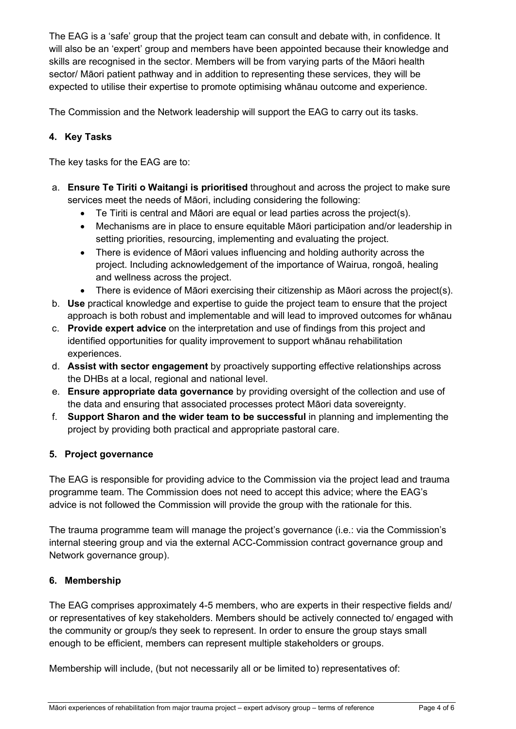The EAG is a 'safe' group that the project team can consult and debate with, in confidence. It will also be an 'expert' group and members have been appointed because their knowledge and skills are recognised in the sector. Members will be from varying parts of the Māori health sector/ Māori patient pathway and in addition to representing these services, they will be expected to utilise their expertise to promote optimising whānau outcome and experience.

The Commission and the Network leadership will support the EAG to carry out its tasks.

## 4. Key Tasks

The key tasks for the EAG are to:

a. **Ensure Te Tiriti o Waitangi is prioritised** throughout and across the project to make sure services meet the needs of Māori, including considering the following:
   - Te Tiriti is central and Māori are equal or lead parties across the project(s).
   - Mechanisms are in place to ensure equitable Māori participation and/or leadership in setting priorities, resourcing, implementing and evaluating the project.
   - There is evidence of Māori values influencing and holding authority across the project. Including acknowledgement of the importance of Wairua, rongoā, healing and wellness across the project.
   - There is evidence of Māori exercising their citizenship as Māori across the project(s).

b. **Use** practical knowledge and expertise to guide the project team to ensure that the project approach is both robust and implementable and will lead to improved outcomes for whānau

c. **Provide expert advice** on the interpretation and use of findings from this project and identified opportunities for quality improvement to support whānau rehabilitation experiences.

d. **Assist with sector engagement** by proactively supporting effective relationships across the DHBs at a local, regional and national level.

e. **Ensure appropriate data governance** by providing oversight of the collection and use of the data and ensuring that associated processes protect Māori data sovereignty.

f. **Support Sharon and the wider team to be successful** in planning and implementing the project by providing both practical and appropriate pastoral care.

## 5. Project governance

The EAG is responsible for providing advice to the Commission via the project lead and trauma programme team. The Commission does not need to accept this advice; where the EAG's advice is not followed the Commission will provide the group with the rationale for this.

The trauma programme team will manage the project's governance (i.e.: via the Commission's internal steering group and via the external ACC-Commission contract governance group and Network governance group).

## 6. Membership

The EAG comprises approximately 4-5 members, who are experts in their respective fields and/ or representatives of key stakeholders. Members should be actively connected to/ engaged with the community or group/s they seek to represent. In order to ensure the group stays small enough to be efficient, members can represent multiple stakeholders or groups.

Membership will include, (but not necessarily all or be limited to) representatives of: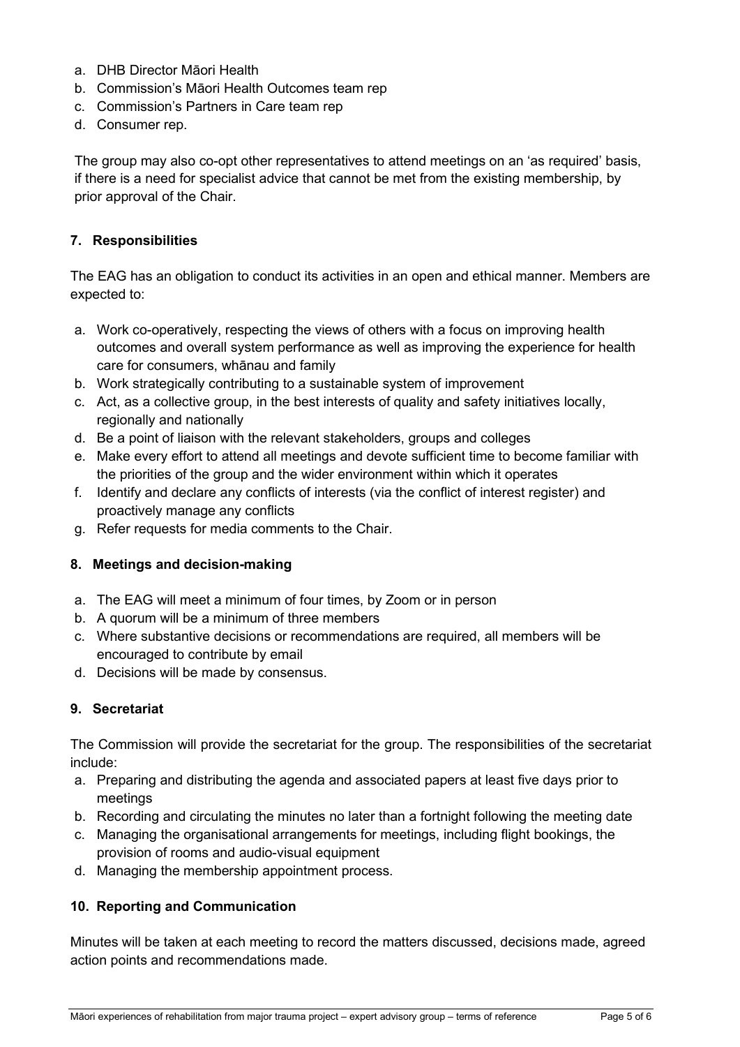a. DHB Director Māori Health
b. Commission's Māori Health Outcomes team rep
c. Commission's Partners in Care team rep
d. Consumer rep.

The group may also co-opt other representatives to attend meetings on an 'as required' basis, if there is a need for specialist advice that cannot be met from the existing membership, by prior approval of the Chair.

## 7. Responsibilities

The EAG has an obligation to conduct its activities in an open and ethical manner. Members are expected to:

a. Work co-operatively, respecting the views of others with a focus on improving health outcomes and overall system performance as well as improving the experience for health care for consumers, whānau and family
b. Work strategically contributing to a sustainable system of improvement
c. Act, as a collective group, in the best interests of quality and safety initiatives locally, regionally and nationally
d. Be a point of liaison with the relevant stakeholders, groups and colleges
e. Make every effort to attend all meetings and devote sufficient time to become familiar with the priorities of the group and the wider environment within which it operates
f. Identify and declare any conflicts of interests (via the conflict of interest register) and proactively manage any conflicts
g. Refer requests for media comments to the Chair.

## 8. Meetings and decision-making

a. The EAG will meet a minimum of four times, by Zoom or in person
b. A quorum will be a minimum of three members
c. Where substantive decisions or recommendations are required, all members will be encouraged to contribute by email
d. Decisions will be made by consensus.

## 9. Secretariat

The Commission will provide the secretariat for the group. The responsibilities of the secretariat include:

a. Preparing and distributing the agenda and associated papers at least five days prior to meetings
b. Recording and circulating the minutes no later than a fortnight following the meeting date
c. Managing the organisational arrangements for meetings, including flight bookings, the provision of rooms and audio-visual equipment
d. Managing the membership appointment process.

## 10. Reporting and Communication

Minutes will be taken at each meeting to record the matters discussed, decisions made, agreed action points and recommendations made.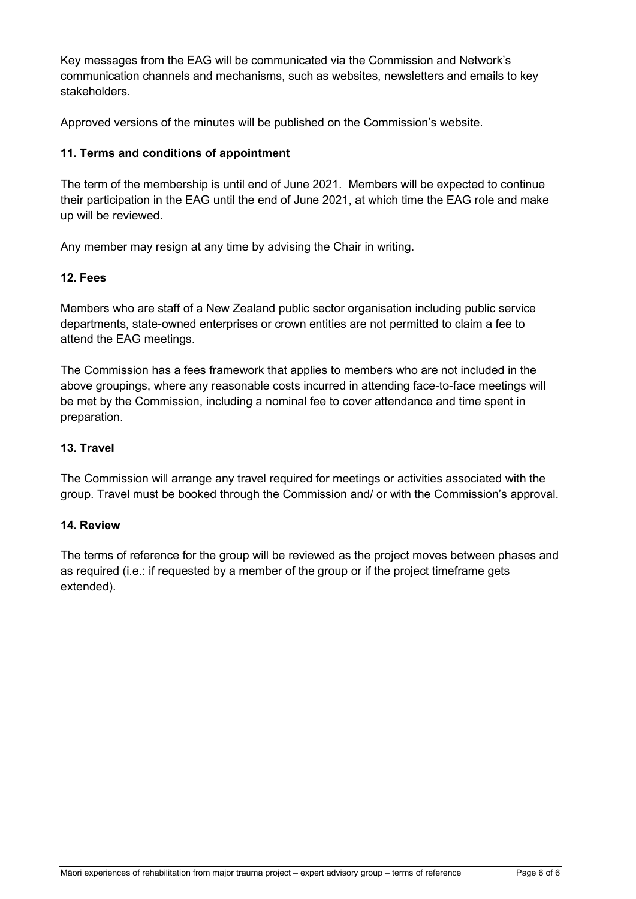Key messages from the EAG will be communicated via the Commission and Network's communication channels and mechanisms, such as websites, newsletters and emails to key stakeholders.

Approved versions of the minutes will be published on the Commission's website.

### 11. Terms and conditions of appointment

The term of the membership is until end of June 2021. Members will be expected to continue their participation in the EAG until the end of June 2021, at which time the EAG role and make up will be reviewed.

Any member may resign at any time by advising the Chair in writing.

### 12. Fees

Members who are staff of a New Zealand public sector organisation including public service departments, state-owned enterprises or crown entities are not permitted to claim a fee to attend the EAG meetings.

The Commission has a fees framework that applies to members who are not included in the above groupings, where any reasonable costs incurred in attending face-to-face meetings will be met by the Commission, including a nominal fee to cover attendance and time spent in preparation.

### 13. Travel

The Commission will arrange any travel required for meetings or activities associated with the group. Travel must be booked through the Commission and/ or with the Commission's approval.

### 14. Review

The terms of reference for the group will be reviewed as the project moves between phases and as required (i.e.: if requested by a member of the group or if the project timeframe gets extended).